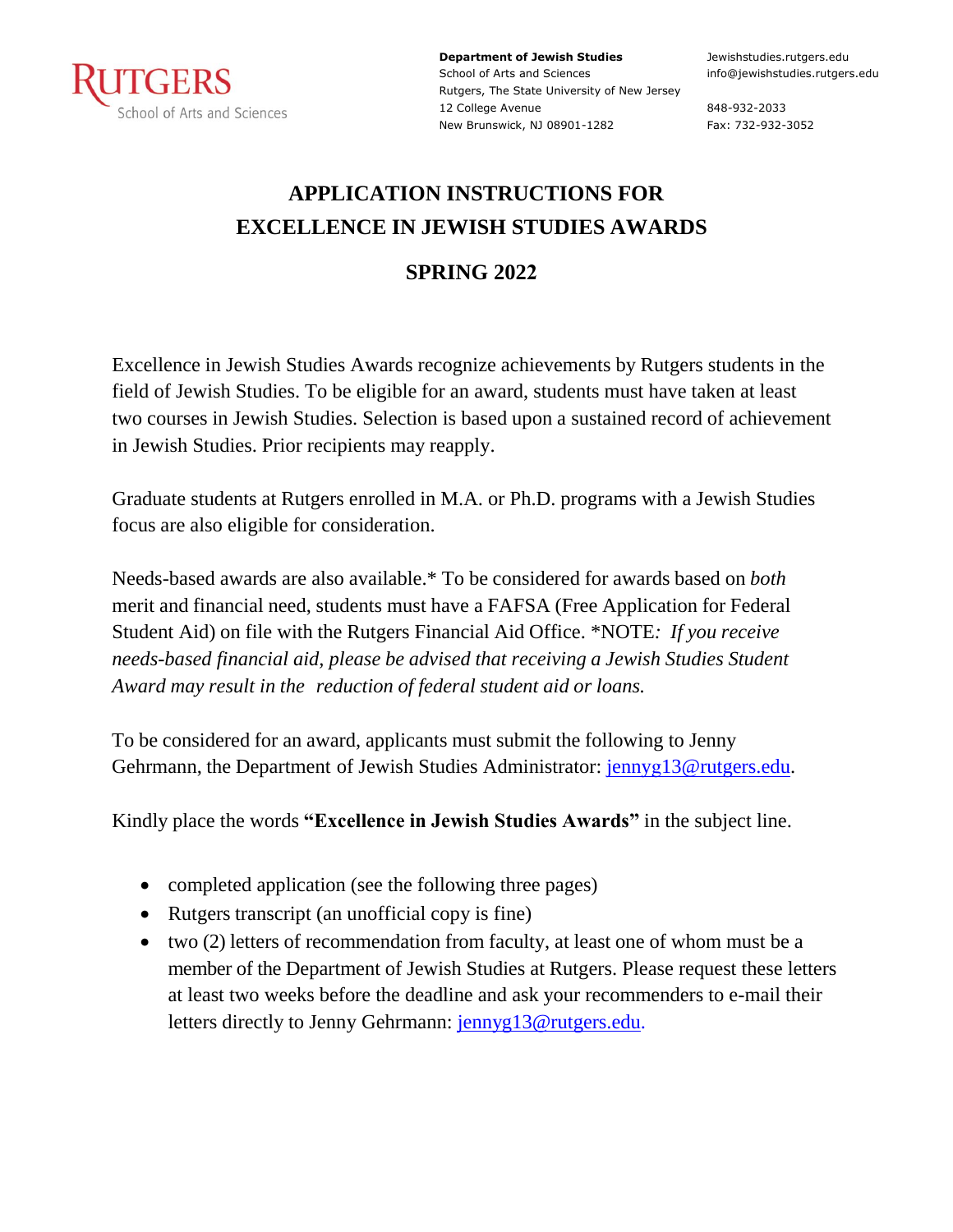Rutgers School of Arts and Sciences

**Department of Jewish Studies**
School of Arts and Sciences
Rutgers, The State University of New Jersey
12 College Avenue
New Brunswick, NJ 08901-1282

Jewishstudies.rutgers.edu
info@jewishstudies.rutgers.edu

848-932-2033
Fax: 732-932-3052

# APPLICATION INSTRUCTIONS FOR EXCELLENCE IN JEWISH STUDIES AWARDS

## SPRING 2022

Excellence in Jewish Studies Awards recognize achievements by Rutgers students in the field of Jewish Studies. To be eligible for an award, students must have taken at least two courses in Jewish Studies. Selection is based upon a sustained record of achievement in Jewish Studies. Prior recipients may reapply.

Graduate students at Rutgers enrolled in M.A. or Ph.D. programs with a Jewish Studies focus are also eligible for consideration.

Needs-based awards are also available.* To be considered for awards based on *both* merit and financial need, students must have a FAFSA (Free Application for Federal Student Aid) on file with the Rutgers Financial Aid Office. *NOTE*: If you receive needs-based financial aid, please be advised that receiving a Jewish Studies Student Award may result in the reduction of federal student aid or loans.*

To be considered for an award, applicants must submit the following to Jenny Gehrmann, the Department of Jewish Studies Administrator: jennyg13@rutgers.edu.

Kindly place the words **"Excellence in Jewish Studies Awards"** in the subject line.

- completed application (see the following three pages)
- Rutgers transcript (an unofficial copy is fine)
- two (2) letters of recommendation from faculty, at least one of whom must be a member of the Department of Jewish Studies at Rutgers. Please request these letters at least two weeks before the deadline and ask your recommenders to e-mail their letters directly to Jenny Gehrmann: jennyg13@rutgers.edu.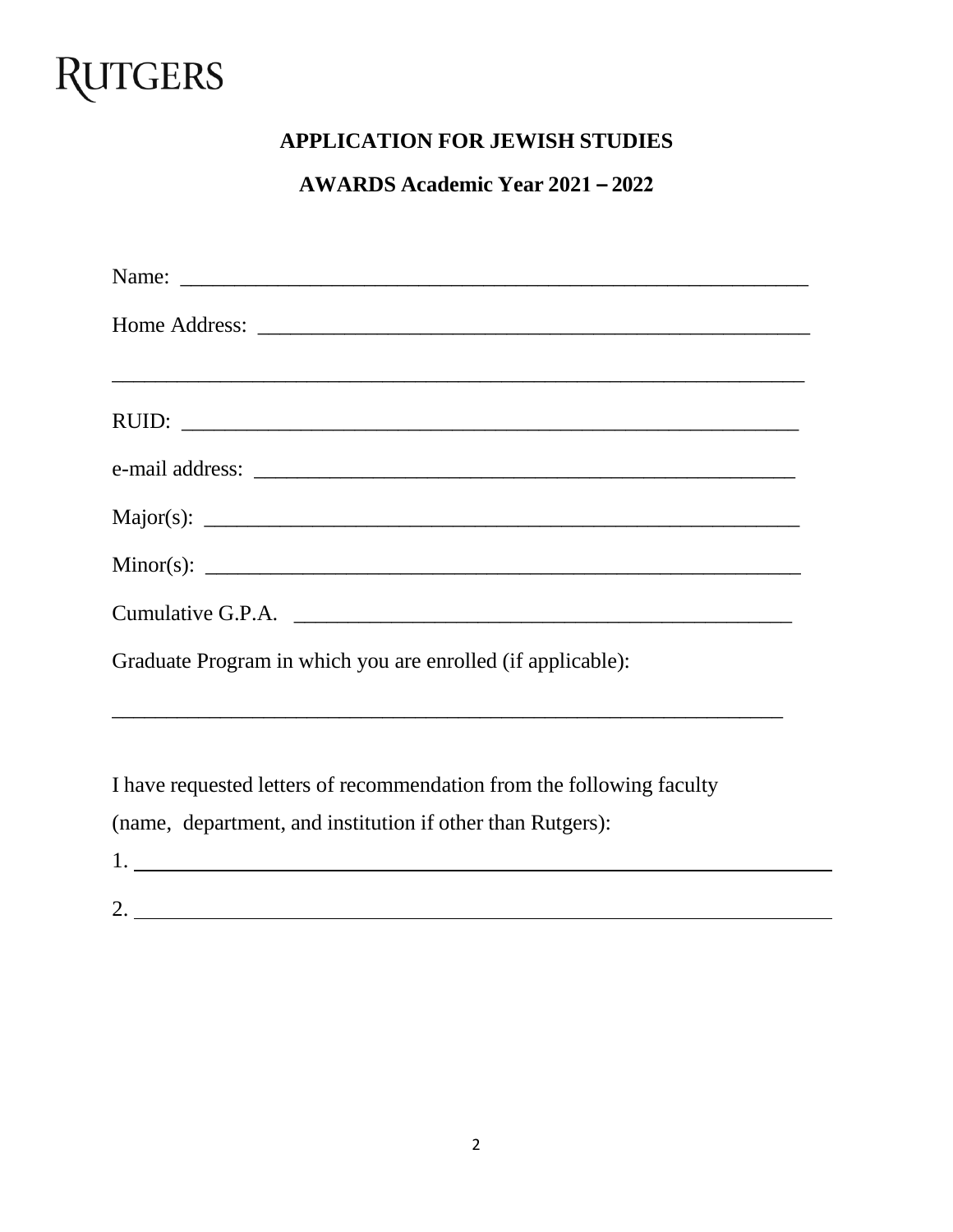RUTGERS

## APPLICATION FOR JEWISH STUDIES

## AWARDS Academic Year 2021 – 2022

Name: ___________________________________________________________

Home Address: _____________________________________________________

_________________________________________________________________

RUID: ___________________________________________________________

e-mail address: ____________________________________________________

Major(s): ________________________________________________________

Minor(s): ________________________________________________________

Cumulative G.P.A. _______________________________________________

Graduate Program in which you are enrolled (if applicable):

_________________________________________________________________

I have requested letters of recommendation from the following faculty
(name, department, and institution if other than Rutgers):

1. ________________________________________________________________

2. ________________________________________________________________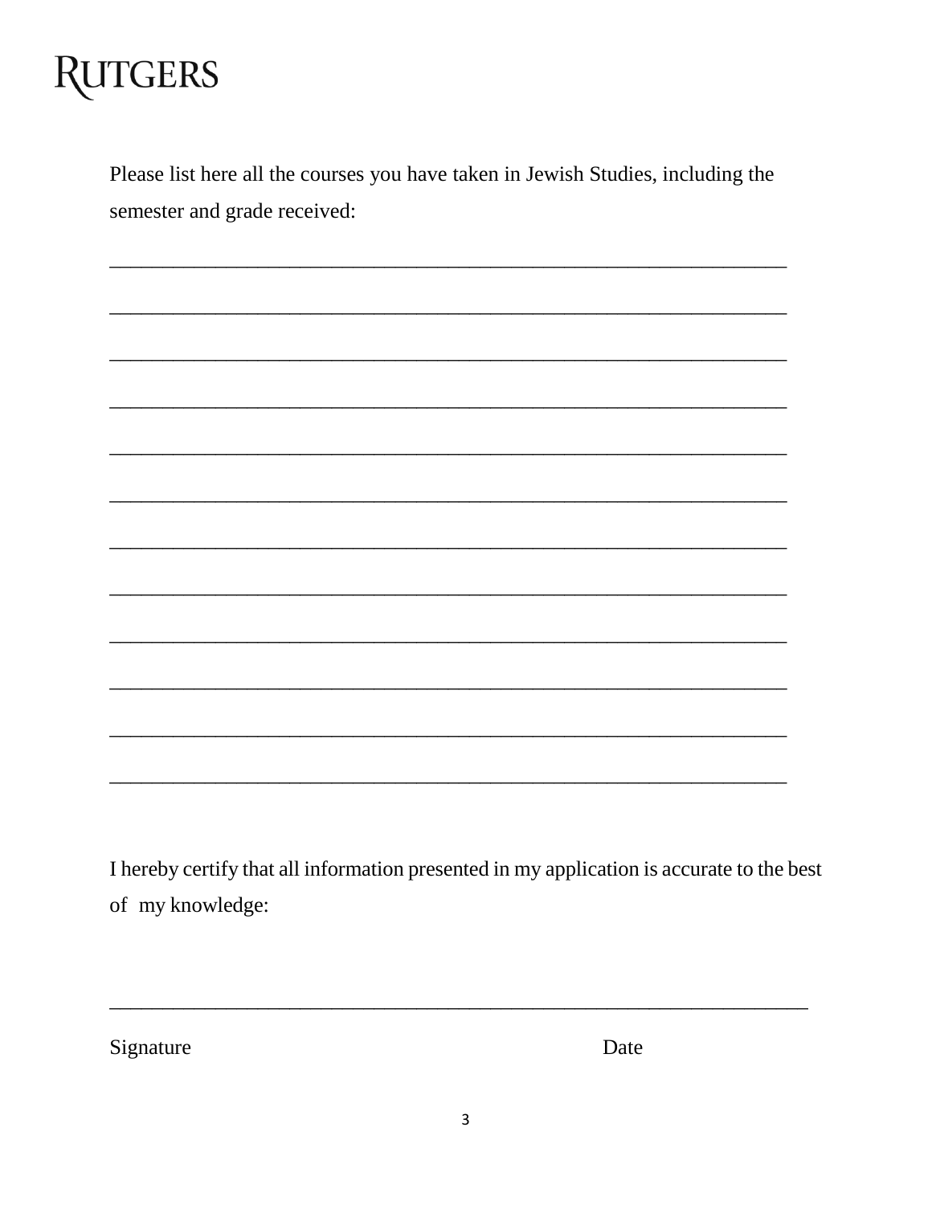# RUTGERS

Please list here all the courses you have taken in Jewish Studies, including the semester and grade received:

\_\_\_\_\_\_\_\_\_\_\_\_\_\_\_\_\_\_\_\_\_\_\_\_\_\_\_\_\_\_\_\_\_\_\_\_\_\_\_\_\_\_\_\_\_\_\_\_\_\_\_\_\_\_\_\_\_\_\_\_\_\_

\_\_\_\_\_\_\_\_\_\_\_\_\_\_\_\_\_\_\_\_\_\_\_\_\_\_\_\_\_\_\_\_\_\_\_\_\_\_\_\_\_\_\_\_\_\_\_\_\_\_\_\_\_\_\_\_\_\_\_\_\_\_

\_\_\_\_\_\_\_\_\_\_\_\_\_\_\_\_\_\_\_\_\_\_\_\_\_\_\_\_\_\_\_\_\_\_\_\_\_\_\_\_\_\_\_\_\_\_\_\_\_\_\_\_\_\_\_\_\_\_\_\_\_\_

\_\_\_\_\_\_\_\_\_\_\_\_\_\_\_\_\_\_\_\_\_\_\_\_\_\_\_\_\_\_\_\_\_\_\_\_\_\_\_\_\_\_\_\_\_\_\_\_\_\_\_\_\_\_\_\_\_\_\_\_\_\_

\_\_\_\_\_\_\_\_\_\_\_\_\_\_\_\_\_\_\_\_\_\_\_\_\_\_\_\_\_\_\_\_\_\_\_\_\_\_\_\_\_\_\_\_\_\_\_\_\_\_\_\_\_\_\_\_\_\_\_\_\_\_

\_\_\_\_\_\_\_\_\_\_\_\_\_\_\_\_\_\_\_\_\_\_\_\_\_\_\_\_\_\_\_\_\_\_\_\_\_\_\_\_\_\_\_\_\_\_\_\_\_\_\_\_\_\_\_\_\_\_\_\_\_\_

\_\_\_\_\_\_\_\_\_\_\_\_\_\_\_\_\_\_\_\_\_\_\_\_\_\_\_\_\_\_\_\_\_\_\_\_\_\_\_\_\_\_\_\_\_\_\_\_\_\_\_\_\_\_\_\_\_\_\_\_\_\_

\_\_\_\_\_\_\_\_\_\_\_\_\_\_\_\_\_\_\_\_\_\_\_\_\_\_\_\_\_\_\_\_\_\_\_\_\_\_\_\_\_\_\_\_\_\_\_\_\_\_\_\_\_\_\_\_\_\_\_\_\_\_

\_\_\_\_\_\_\_\_\_\_\_\_\_\_\_\_\_\_\_\_\_\_\_\_\_\_\_\_\_\_\_\_\_\_\_\_\_\_\_\_\_\_\_\_\_\_\_\_\_\_\_\_\_\_\_\_\_\_\_\_\_\_

\_\_\_\_\_\_\_\_\_\_\_\_\_\_\_\_\_\_\_\_\_\_\_\_\_\_\_\_\_\_\_\_\_\_\_\_\_\_\_\_\_\_\_\_\_\_\_\_\_\_\_\_\_\_\_\_\_\_\_\_\_\_

\_\_\_\_\_\_\_\_\_\_\_\_\_\_\_\_\_\_\_\_\_\_\_\_\_\_\_\_\_\_\_\_\_\_\_\_\_\_\_\_\_\_\_\_\_\_\_\_\_\_\_\_\_\_\_\_\_\_\_\_\_\_

\_\_\_\_\_\_\_\_\_\_\_\_\_\_\_\_\_\_\_\_\_\_\_\_\_\_\_\_\_\_\_\_\_\_\_\_\_\_\_\_\_\_\_\_\_\_\_\_\_\_\_\_\_\_\_\_\_\_\_\_\_\_

I hereby certify that all information presented in my application is accurate to the best of my knowledge:

\_\_\_\_\_\_\_\_\_\_\_\_\_\_\_\_\_\_\_\_\_\_\_\_\_\_\_\_\_\_\_\_\_\_\_\_\_\_\_\_\_\_\_\_\_\_\_\_\_\_\_\_\_\_\_\_\_\_\_\_\_\_

Signature                                                                 Date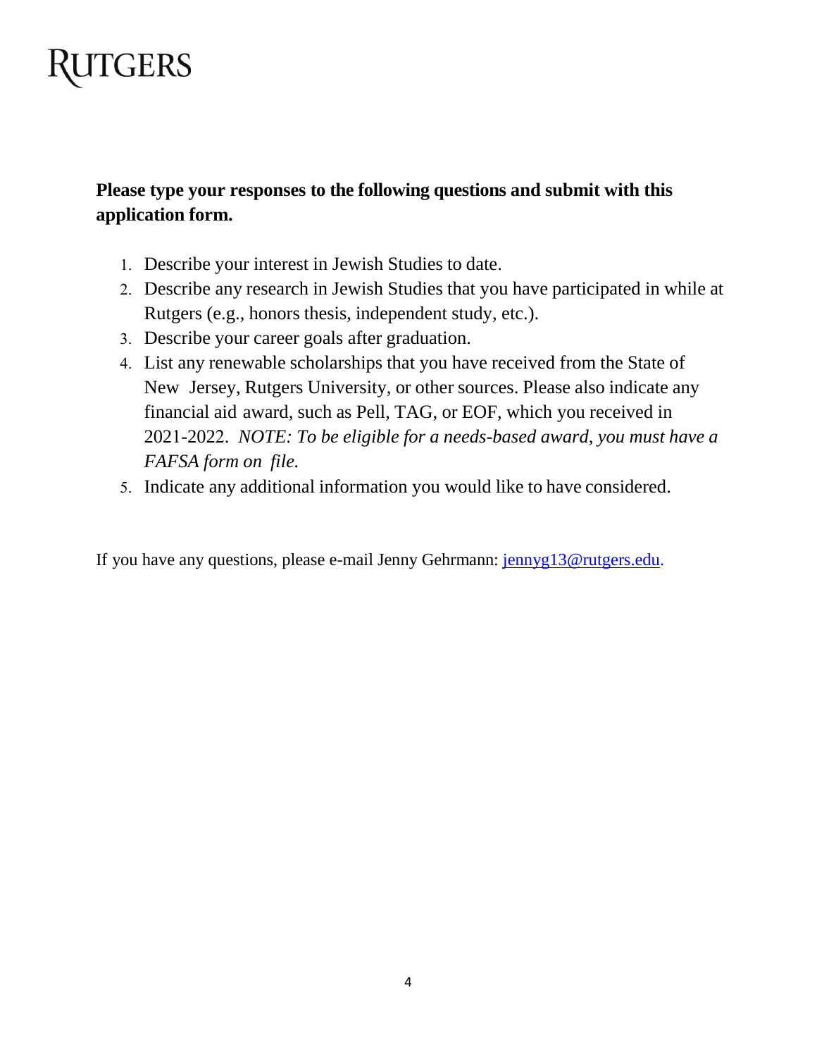RUTGERS

**Please type your responses to the following questions and submit with this application form.**

1. Describe your interest in Jewish Studies to date.
2. Describe any research in Jewish Studies that you have participated in while at Rutgers (e.g., honors thesis, independent study, etc.).
3. Describe your career goals after graduation.
4. List any renewable scholarships that you have received from the State of New Jersey, Rutgers University, or other sources. Please also indicate any financial aid award, such as Pell, TAG, or EOF, which you received in 2021-2022. *NOTE: To be eligible for a needs-based award, you must have a FAFSA form on file.*
5. Indicate any additional information you would like to have considered.

If you have any questions, please e-mail Jenny Gehrmann: jennyg13@rutgers.edu.